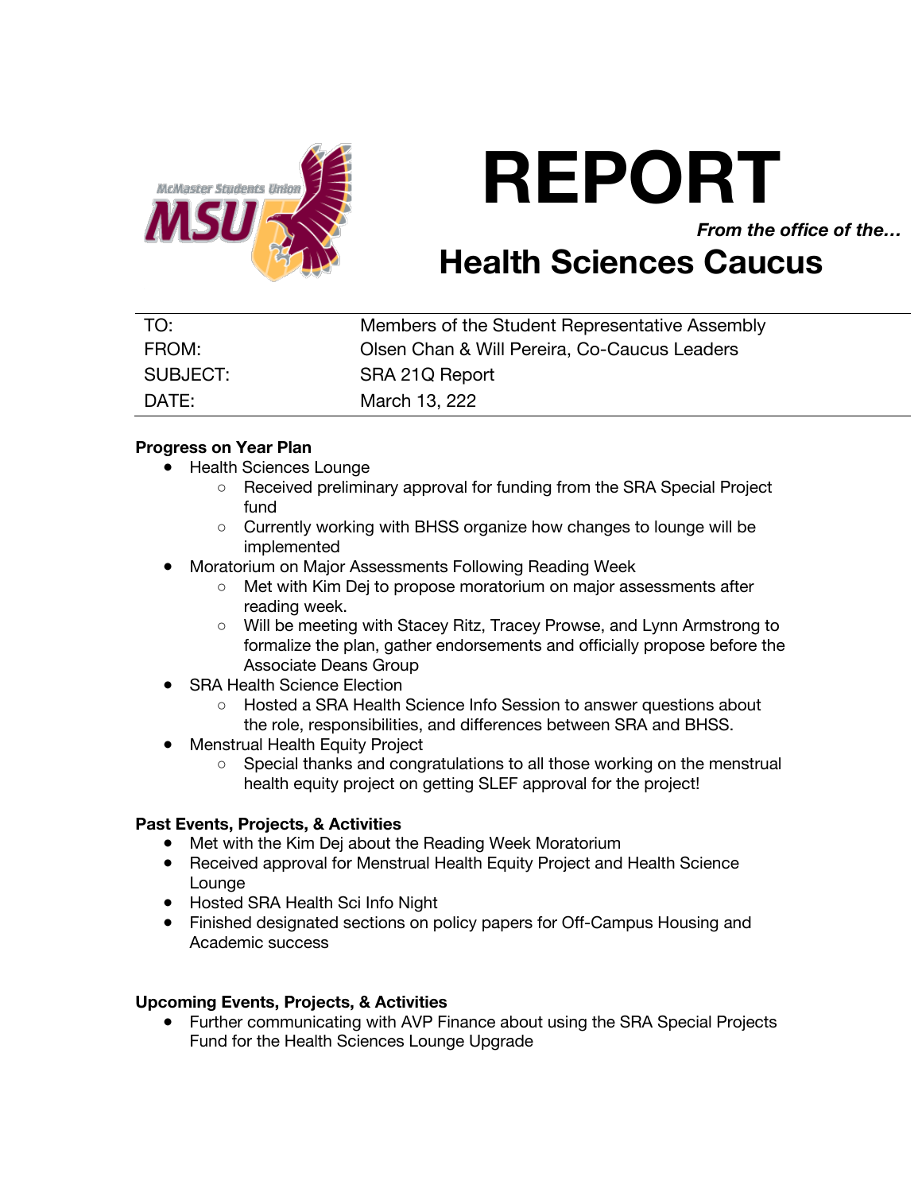# REPORT

***From the office of the…***

## Health Sciences Caucus

| | |
|---|---|
| TO: | Members of the Student Representative Assembly |
| FROM: | Olsen Chan & Will Pereira, Co-Caucus Leaders |
| SUBJECT: | SRA 21Q Report |
| DATE: | March 13, 222 |

**Progress on Year Plan**

- Health Sciences Lounge
  - Received preliminary approval for funding from the SRA Special Project fund
  - Currently working with BHSS organize how changes to lounge will be implemented
- Moratorium on Major Assessments Following Reading Week
  - Met with Kim Dej to propose moratorium on major assessments after reading week.
  - Will be meeting with Stacey Ritz, Tracey Prowse, and Lynn Armstrong to formalize the plan, gather endorsements and officially propose before the Associate Deans Group
- SRA Health Science Election
  - Hosted a SRA Health Science Info Session to answer questions about the role, responsibilities, and differences between SRA and BHSS.
- Menstrual Health Equity Project
  - Special thanks and congratulations to all those working on the menstrual health equity project on getting SLEF approval for the project!

**Past Events, Projects, & Activities**

- Met with the Kim Dej about the Reading Week Moratorium
- Received approval for Menstrual Health Equity Project and Health Science Lounge
- Hosted SRA Health Sci Info Night
- Finished designated sections on policy papers for Off-Campus Housing and Academic success

**Upcoming Events, Projects, & Activities**

- Further communicating with AVP Finance about using the SRA Special Projects Fund for the Health Sciences Lounge Upgrade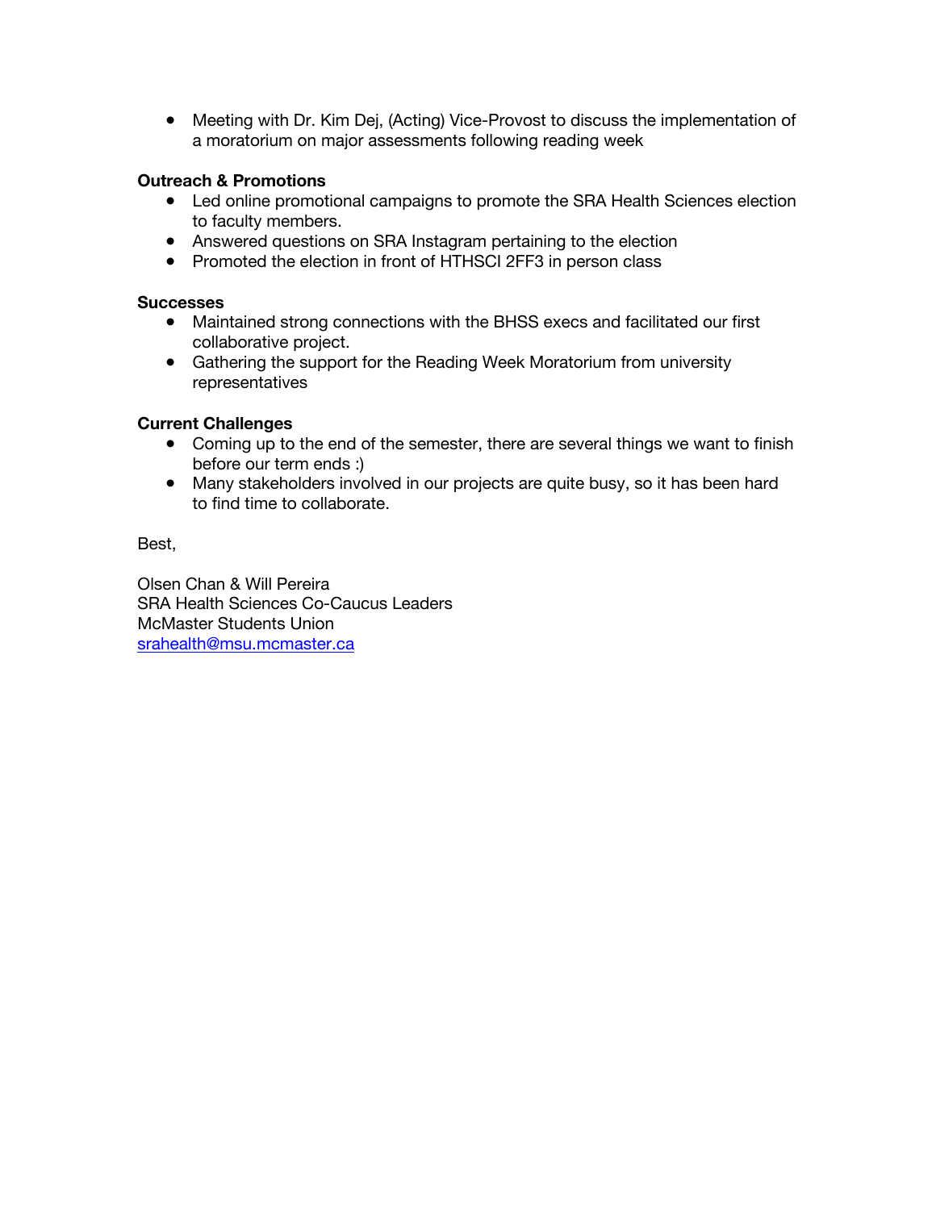- Meeting with Dr. Kim Dej, (Acting) Vice-Provost to discuss the implementation of a moratorium on major assessments following reading week

**Outreach & Promotions**

- Led online promotional campaigns to promote the SRA Health Sciences election to faculty members.
- Answered questions on SRA Instagram pertaining to the election
- Promoted the election in front of HTHSCI 2FF3 in person class

**Successes**

- Maintained strong connections with the BHSS execs and facilitated our first collaborative project.
- Gathering the support for the Reading Week Moratorium from university representatives

**Current Challenges**

- Coming up to the end of the semester, there are several things we want to finish before our term ends :)
- Many stakeholders involved in our projects are quite busy, so it has been hard to find time to collaborate.

Best,

Olsen Chan & Will Pereira
SRA Health Sciences Co-Caucus Leaders
McMaster Students Union
srahealth@msu.mcmaster.ca